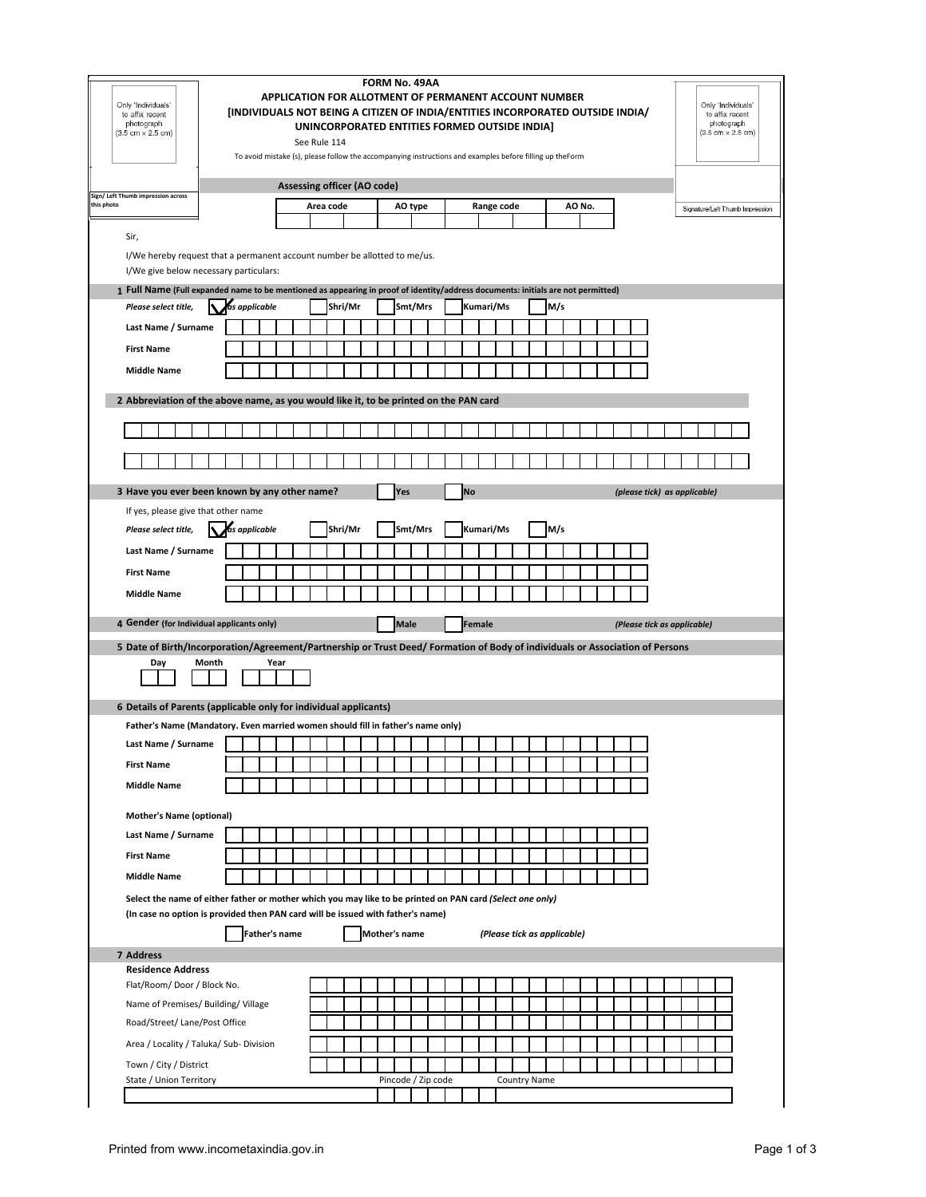Only 'Individuals' to affix recent photograph (3.5 cm x 2.5 cm)

Sign/ Left Thumb impression across this photo

# FORM No. 49AA

## APPLICATION FOR ALLOTMENT OF PERMANENT ACCOUNT NUMBER

## [INDIVIDUALS NOT BEING A CITIZEN OF INDIA/ENTITIES INCORPORATED OUTSIDE INDIA/ UNINCORPORATED ENTITIES FORMED OUTSIDE INDIA]

See Rule 114

To avoid mistake (s), please follow the accompanying instructions and examples before filling up the Form

Only 'Individuals' to affix recent photograph (3.5 cm x 2.5 cm)

Signature/Left Thumb Impression

**Assessing officer (AO code)**

| Area code | AO type | Range code | AO No. |
|---|---|---|---|
| | | | |

Sir,

I/We hereby request that a permanent account number be allotted to me/us.

I/We give below necessary particulars:

**1 Full Name** (Full expanded name to be mentioned as appearing in proof of identity/address documents: initials are not permitted)

*Please select title,* ✓ *as applicable* ☐ Shri/Mr ☐ Smt/Mrs ☐ Kumari/Ms ☐ M/s

**Last Name / Surname**

**First Name**

**Middle Name**

**2 Abbreviation of the above name, as you would like it, to be printed on the PAN card**

**3 Have you ever been known by any other name?** ☐ Yes ☐ No *(please tick) as applicable)*

If yes, please give that other name

*Please select title,* ✓ *as applicable* ☐ Shri/Mr ☐ Smt/Mrs ☐ Kumari/Ms ☐ M/s

**Last Name / Surname**

**First Name**

**Middle Name**

**4 Gender** (for Individual applicants only) ☐ Male ☐ Female *(Please tick as applicable)*

**5 Date of Birth/Incorporation/Agreement/Partnership or Trust Deed/ Formation of Body of individuals or Association of Persons**

| Day | Month | Year |
|---|---|---|
| | | |

**6 Details of Parents (applicable only for individual applicants)**

**Father's Name (Mandatory. Even married women should fill in father's name only)**

**Last Name / Surname**

**First Name**

**Middle Name**

**Mother's Name (optional)**

**Last Name / Surname**

**First Name**

**Middle Name**

**Select the name of either father or mother which you may like to be printed on PAN card** *(Select one only)*

**(In case no option is provided then PAN card will be issued with father's name)**

☐ Father's name ☐ Mother's name *(Please tick as applicable)*

**7 Address**

**Residence Address**

Flat/Room/ Door / Block No.

Name of Premises/ Building/ Village

Road/Street/ Lane/Post Office

Area / Locality / Taluka/ Sub- Division

Town / City / District

State / Union Territory Pincode / Zip code Country Name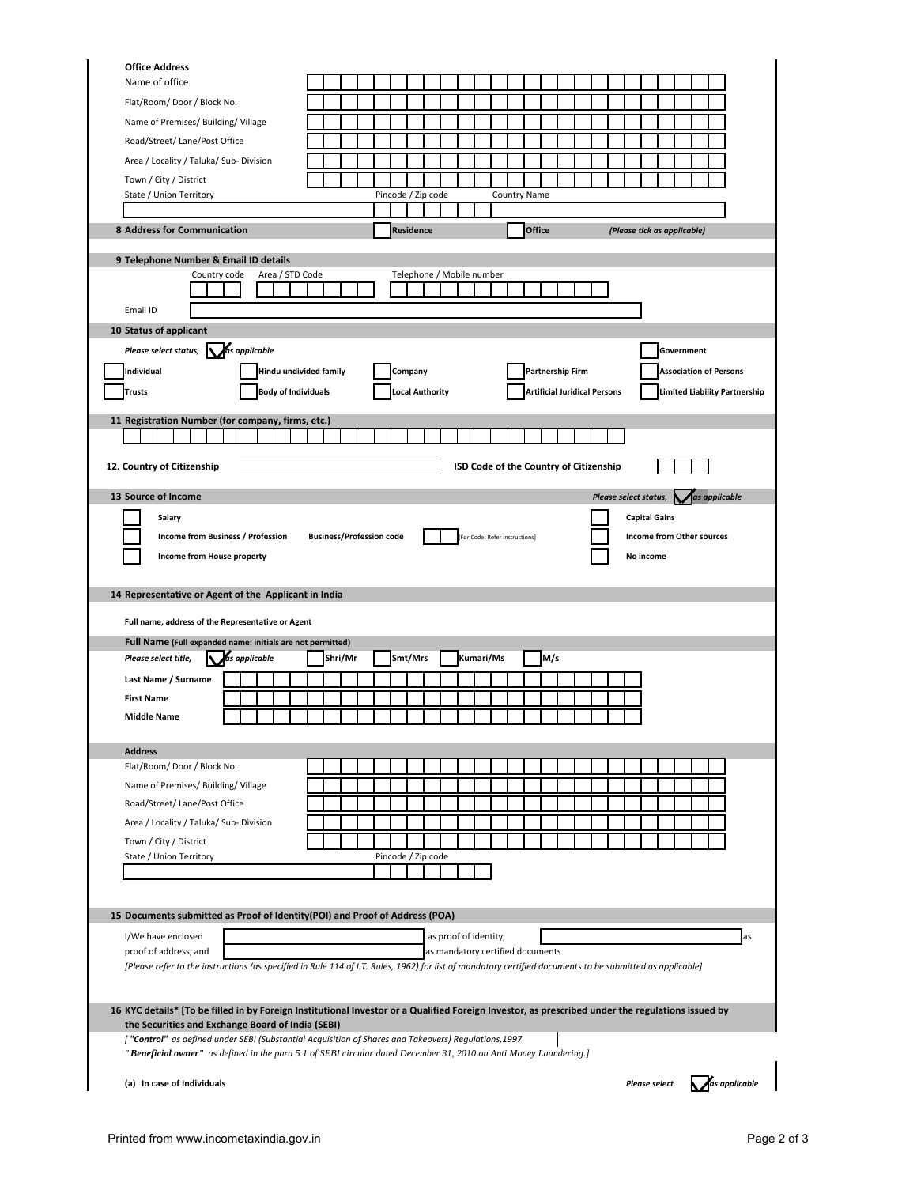**Office Address**

Name of office

Flat/Room/ Door / Block No.

Name of Premises/ Building/ Village

Road/Street/ Lane/Post Office

Area / Locality / Taluka/ Sub- Division

Town / City / District

State / Union Territory | Pincode / Zip code | Country Name

## 8 Address for Communication

☐ Residence ☐ Office *(Please tick as applicable)*

## 9 Telephone Number & Email ID details

Country code | Area / STD Code | Telephone / Mobile number

Email ID

## 10 Status of applicant

*Please select status,* ✓ *as applicable*

☐ Government

☐ Individual ☐ Hindu undivided family ☐ Company ☐ Partnership Firm ☐ Association of Persons

☐ Trusts ☐ Body of Individuals ☐ Local Authority ☐ Artificial Juridical Persons ☐ Limited Liability Partnership

## 11 Registration Number (for company, firms, etc.)

## 12. Country of Citizenship

ISD Code of the Country of Citizenship

## 13 Source of Income

*Please select status,* ✓ *as applicable*

☐ Salary

☐ Income from Business / Profession Business/Profession code ☐ [For Code: Refer instructions]

☐ Income from House property

☐ Capital Gains

☐ Income from Other sources

☐ No income

## 14 Representative or Agent of the Applicant in India

**Full name, address of the Representative or Agent**

**Full Name** (Full expanded name: initials are not permitted)

*Please select title,* ✓ *as applicable* ☐ Shri/Mr ☐ Smt/Mrs ☐ Kumari/Ms ☐ M/s

**Last Name / Surname**

**First Name**

**Middle Name**

**Address**

Flat/Room/ Door / Block No.

Name of Premises/ Building/ Village

Road/Street/ Lane/Post Office

Area / Locality / Taluka/ Sub- Division

Town / City / District

State / Union Territory | Pincode / Zip code

## 15 Documents submitted as Proof of Identity(POI) and Proof of Address (POA)

I/We have enclosed ______________ as proof of identity, ______________ as proof of address, and ______________ as mandatory certified documents

*[Please refer to the instructions (as specified in Rule 114 of I.T. Rules, 1962) for list of mandatory certified documents to be submitted as applicable]*

## 16 KYC details* [To be filled in by Foreign Institutional Investor or a Qualified Foreign Investor, as prescribed under the regulations issued by the Securities and Exchange Board of India (SEBI)

*[ **"Control"** as defined under SEBI (Substantial Acquisition of Shares and Takeovers) Regulations,1997*

*" **Beneficial owner** " as defined in the para 5.1 of SEBI circular dated December 31, 2010 on Anti Money Laundering.]*

**(a) In case of Individuals**

*Please select* ✓ *as applicable*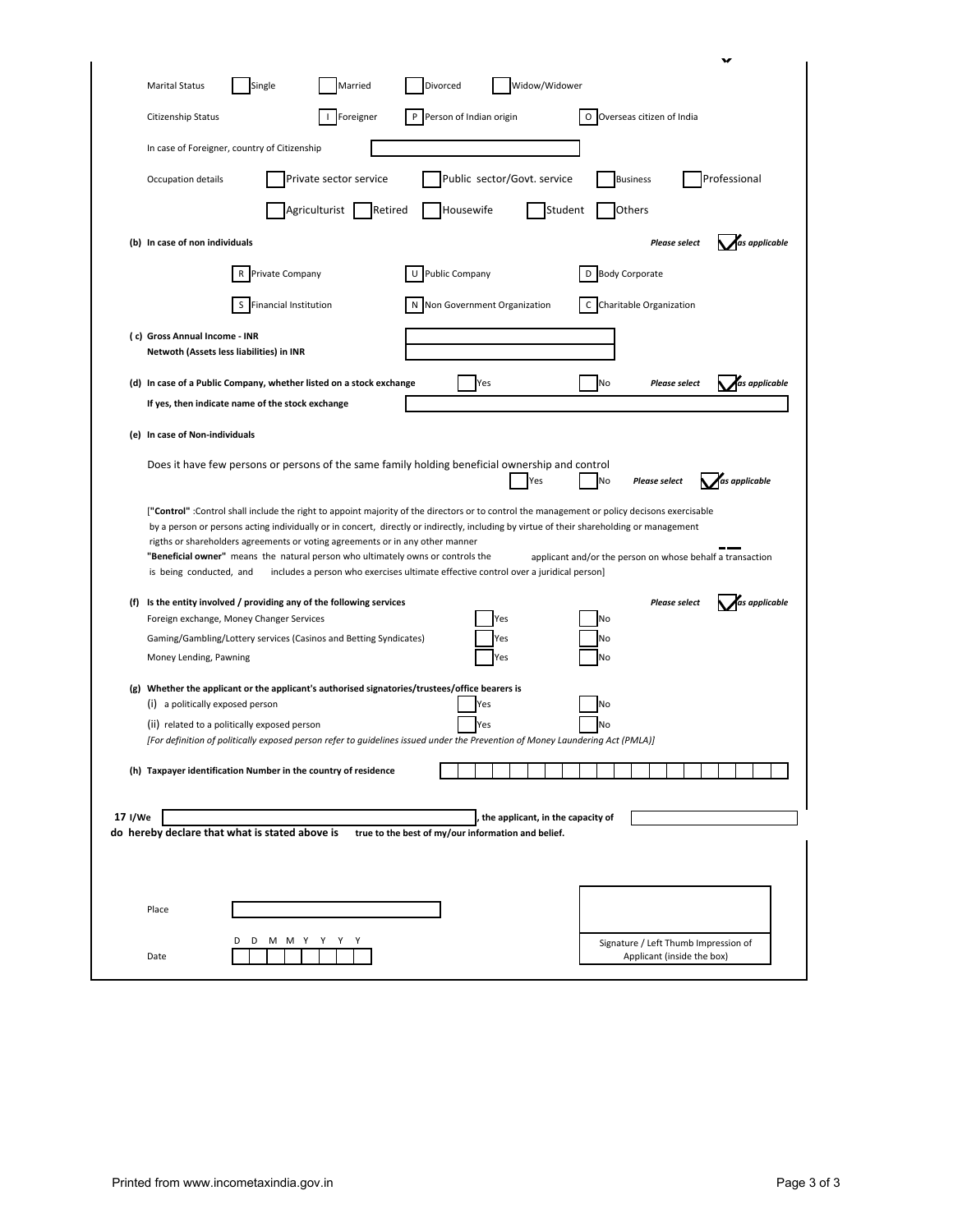Marital Status ☐ Single ☐ Married ☐ Divorced ☐ Widow/Widower

Citizenship Status ☐ I Foreigner ☐ P Person of Indian origin ☐ O Overseas citizen of India

In case of Foreigner, country of Citizenship ______________________

Occupation details ☐ Private sector service ☐ Public sector/Govt. service ☐ Business ☐ Professional

☐ Agriculturist ☐ Retired ☐ Housewife ☐ Student ☐ Others

**(b) In case of non individuals** *Please select* ✓ *as applicable*

☐ R Private Company ☐ U Public Company ☐ D Body Corporate

☐ S Financial Institution ☐ N Non Government Organization ☐ C Charitable Organization

**( c) Gross Annual Income - INR** ______________________

**Netwoth (Assets less liabilities) in INR** ______________________

**(d) In case of a Public Company, whether listed on a stock exchange** ☐ Yes ☐ No *Please select* ✓ *as applicable*

**If yes, then indicate name of the stock exchange** ______________________

**(e) In case of Non-individuals**

Does it have few persons or persons of the same family holding beneficial ownership and control ☐ Yes ☐ No *Please select* ✓ *as applicable*

[**"Control"** :Control shall include the right to appoint majority of the directors or to control the management or policy decisons exercisable by a person or persons acting individually or in concert, directly or indirectly, including by virtue of their shareholding or management rigths or shareholders agreements or voting agreements or in any other manner
**"Beneficial owner"** means the natural person who ultimately owns or controls the applicant and/or the person on whose behalf a transaction is being conducted, and includes a person who exercises ultimate effective control over a juridical person]

**(f) Is the entity involved / providing any of the following services** *Please select* ✓ *as applicable*

| | | |
|---|---|---|
| Foreign exchange, Money Changer Services | ☐ Yes | ☐ No |
| Gaming/Gambling/Lottery services (Casinos and Betting Syndicates) | ☐ Yes | ☐ No |
| Money Lending, Pawning | ☐ Yes | ☐ No |

**(g) Whether the applicant or the applicant's authorised signatories/trustees/office bearers is**

| | | |
|---|---|---|
| (i) a politically exposed person | ☐ Yes | ☐ No |
| (ii) related to a politically exposed person | ☐ Yes | ☐ No |

*[For definition of politically exposed person refer to guidelines issued under the Prevention of Money Laundering Act (PMLA)]*

**(h) Taxpayer identification Number in the country of residence** ______________________

**17 I/We** ______________________ **, the applicant, in the capacity of** ______________________
**do hereby declare that what is stated above is true to the best of my/our information and belief.**

Place ______________________

Date D D M M Y Y Y Y

Signature / Left Thumb Impression of Applicant (inside the box)

Printed from www.incometaxindia.gov.in